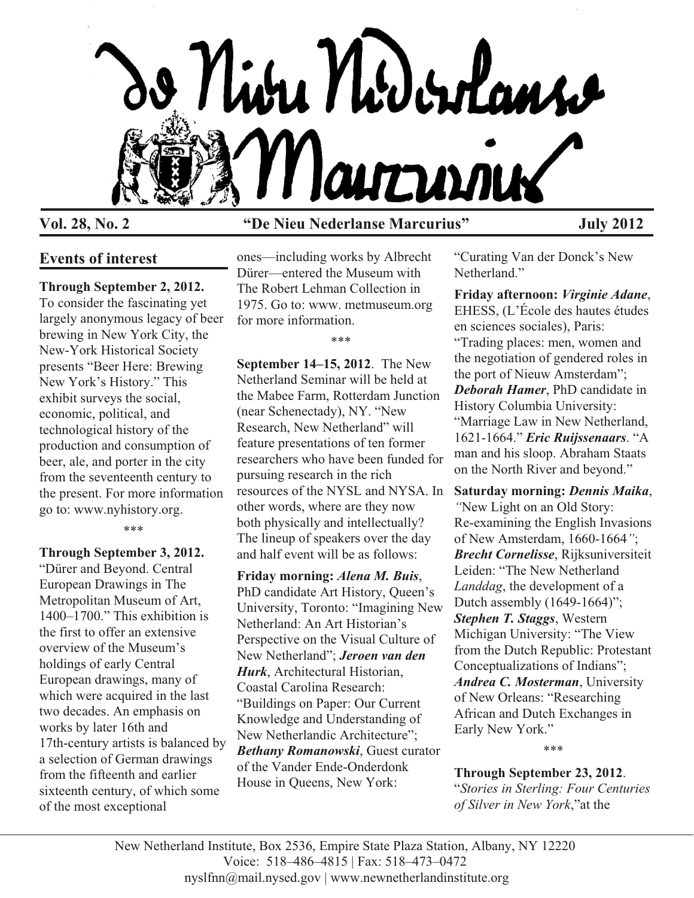# De Nieu Nederlanse Marcurius

**Vol. 28, No. 2** **"De Nieu Nederlanse Marcurius"** **July 2012**

## Events of interest

**Through September 2, 2012.** To consider the fascinating yet largely anonymous legacy of beer brewing in New York City, the New-York Historical Society presents "Beer Here: Brewing New York's History." This exhibit surveys the social, economic, political, and technological history of the production and consumption of beer, ale, and porter in the city from the seventeenth century to the present. For more information go to: www.nyhistory.org.

\*\*\*

**Through September 3, 2012.** "Dürer and Beyond. Central European Drawings in The Metropolitan Museum of Art, 1400–1700." This exhibition is the first to offer an extensive overview of the Museum's holdings of early Central European drawings, many of which were acquired in the last two decades. An emphasis on works by later 16th and 17th-century artists is balanced by a selection of German drawings from the fifteenth and earlier sixteenth century, of which some of the most exceptional ones—including works by Albrecht Dürer—entered the Museum with The Robert Lehman Collection in 1975. Go to: www. metmuseum.org for more information.

\*\*\*

**September 14–15, 2012**. The New Netherland Seminar will be held at the Mabee Farm, Rotterdam Junction (near Schenectady), NY. "New Research, New Netherland" will feature presentations of ten former researchers who have been funded for pursuing research in the rich resources of the NYSL and NYSA. In other words, where are they now both physically and intellectually? The lineup of speakers over the day and half event will be as follows:

**Friday morning:** ***Alena M. Buis***, PhD candidate Art History, Queen's University, Toronto: "Imagining New Netherland: An Art Historian's Perspective on the Visual Culture of New Netherland"; ***Jeroen van den Hurk***, Architectural Historian, Coastal Carolina Research: "Buildings on Paper: Our Current Knowledge and Understanding of New Netherlandic Architecture"; ***Bethany Romanowski***, Guest curator of the Vander Ende-Onderdonk House in Queens, New York: "Curating Van der Donck's New Netherland."

**Friday afternoon:** ***Virginie Adane***, EHESS, (L'École des hautes études en sciences sociales), Paris: "Trading places: men, women and the negotiation of gendered roles in the port of Nieuw Amsterdam"; ***Deborah Hamer***, PhD candidate in History Columbia University: "Marriage Law in New Netherland, 1621-1664." ***Eric Ruijssenaars***. "A man and his sloop. Abraham Staats on the North River and beyond."

**Saturday morning:** ***Dennis Maika***, *"*New Light on an Old Story: Re-examining the English Invasions of New Amsterdam, 1660-1664*"*; ***Brecht Cornelisse***, Rijksuniversiteit Leiden: "The New Netherland *Landdag*, the development of a Dutch assembly (1649-1664)"; ***Stephen T. Staggs***, Western Michigan University: "The View from the Dutch Republic: Protestant Conceptualizations of Indians"; ***Andrea C. Mosterman***, University of New Orleans: "Researching African and Dutch Exchanges in Early New York."

\*\*\*

**Through September 23, 2012**. "*Stories in Sterling: Four Centuries of Silver in New York*,"at the

New Netherland Institute, Box 2536, Empire State Plaza Station, Albany, NY 12220
Voice: 518–486–4815 | Fax: 518–473–0472
nyslfnn@mail.nysed.gov | www.newnetherlandinstitute.org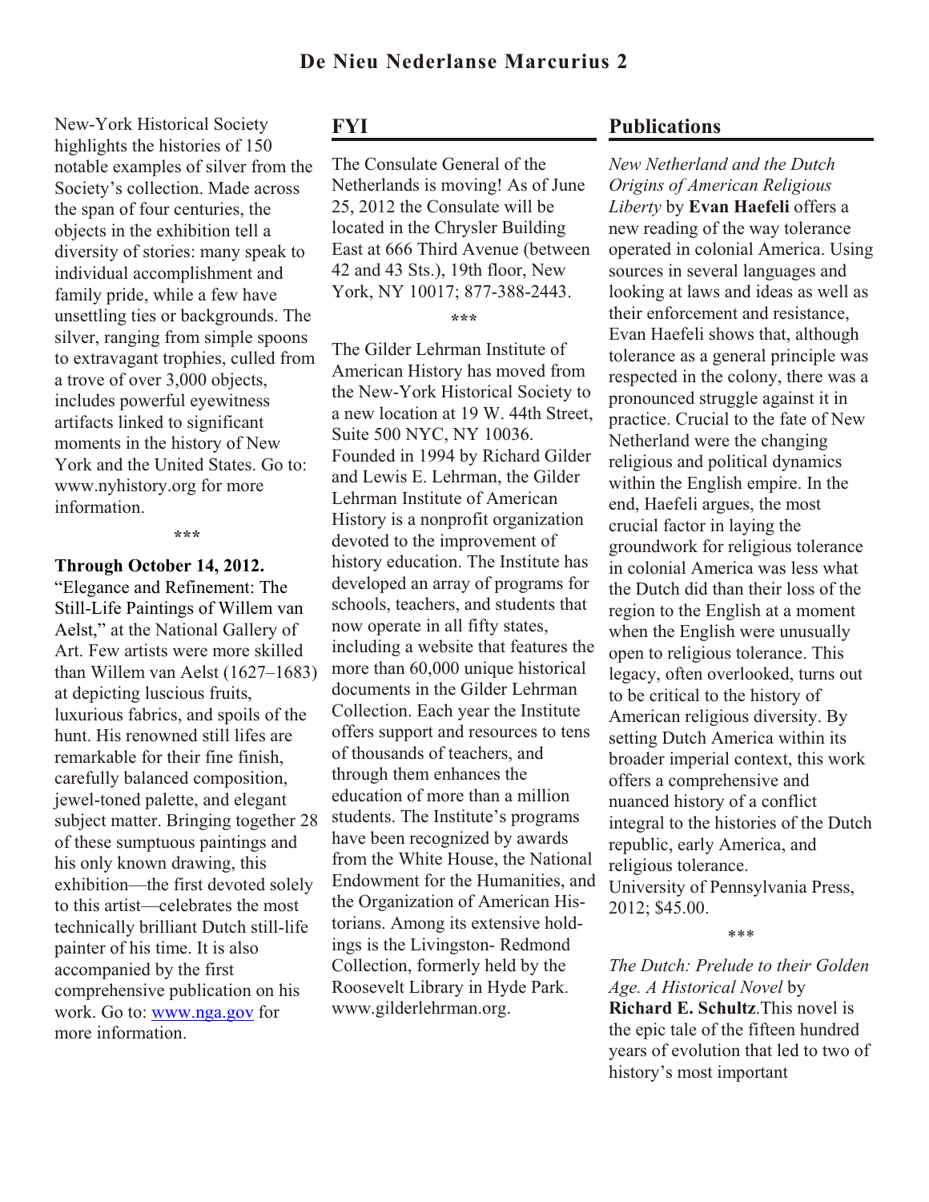New-York Historical Society highlights the histories of 150 notable examples of silver from the Society's collection. Made across the span of four centuries, the objects in the exhibition tell a diversity of stories: many speak to individual accomplishment and family pride, while a few have unsettling ties or backgrounds. The silver, ranging from simple spoons to extravagant trophies, culled from a trove of over 3,000 objects, includes powerful eyewitness artifacts linked to significant moments in the history of New York and the United States. Go to: www.nyhistory.org for more information.

\*\*\*

**Through October 14, 2012.** "Elegance and Refinement: The Still-Life Paintings of Willem van Aelst," at the National Gallery of Art. Few artists were more skilled than Willem van Aelst (1627–1683) at depicting luscious fruits, luxurious fabrics, and spoils of the hunt. His renowned still lifes are remarkable for their fine finish, carefully balanced composition, jewel-toned palette, and elegant subject matter. Bringing together 28 of these sumptuous paintings and his only known drawing, this exhibition—the first devoted solely to this artist—celebrates the most technically brilliant Dutch still-life painter of his time. It is also accompanied by the first comprehensive publication on his work. Go to: www.nga.gov for more information.

## FYI

The Consulate General of the Netherlands is moving! As of June 25, 2012 the Consulate will be located in the Chrysler Building East at 666 Third Avenue (between 42 and 43 Sts.), 19th floor, New York, NY 10017; 877-388-2443.

\*\*\*

The Gilder Lehrman Institute of American History has moved from the New-York Historical Society to a new location at 19 W. 44th Street, Suite 500 NYC, NY 10036. Founded in 1994 by Richard Gilder and Lewis E. Lehrman, the Gilder Lehrman Institute of American History is a nonprofit organization devoted to the improvement of history education. The Institute has developed an array of programs for schools, teachers, and students that now operate in all fifty states, including a website that features the more than 60,000 unique historical documents in the Gilder Lehrman Collection. Each year the Institute offers support and resources to tens of thousands of teachers, and through them enhances the education of more than a million students. The Institute's programs have been recognized by awards from the White House, the National Endowment for the Humanities, and the Organization of American Historians. Among its extensive holdings is the Livingston- Redmond Collection, formerly held by the Roosevelt Library in Hyde Park. www.gilderlehrman.org.

## Publications

*New Netherland and the Dutch Origins of American Religious Liberty* by **Evan Haefeli** offers a new reading of the way tolerance operated in colonial America. Using sources in several languages and looking at laws and ideas as well as their enforcement and resistance, Evan Haefeli shows that, although tolerance as a general principle was respected in the colony, there was a pronounced struggle against it in practice. Crucial to the fate of New Netherland were the changing religious and political dynamics within the English empire. In the end, Haefeli argues, the most crucial factor in laying the groundwork for religious tolerance in colonial America was less what the Dutch did than their loss of the region to the English at a moment when the English were unusually open to religious tolerance. This legacy, often overlooked, turns out to be critical to the history of American religious diversity. By setting Dutch America within its broader imperial context, this work offers a comprehensive and nuanced history of a conflict integral to the histories of the Dutch republic, early America, and religious tolerance.
University of Pennsylvania Press, 2012; $45.00.

\*\*\*

*The Dutch: Prelude to their Golden Age. A Historical Novel* by **Richard E. Schultz**.This novel is the epic tale of the fifteen hundred years of evolution that led to two of history's most important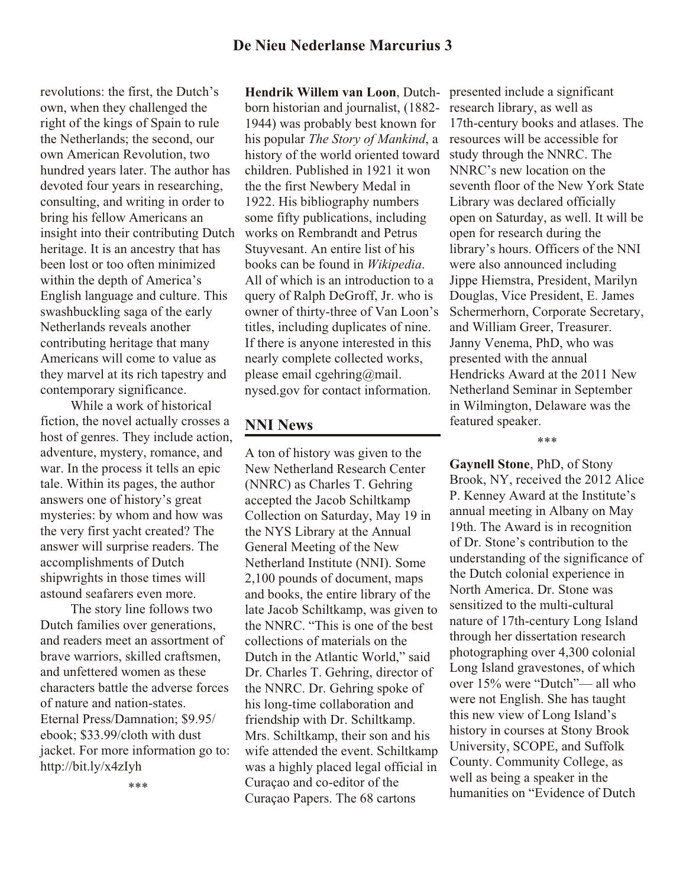revolutions: the first, the Dutch's own, when they challenged the right of the kings of Spain to rule the Netherlands; the second, our own American Revolution, two hundred years later. The author has devoted four years in researching, consulting, and writing in order to bring his fellow Americans an insight into their contributing Dutch heritage. It is an ancestry that has been lost or too often minimized within the depth of America's English language and culture. This swashbuckling saga of the early Netherlands reveals another contributing heritage that many Americans will come to value as they marvel at its rich tapestry and contemporary significance.

While a work of historical fiction, the novel actually crosses a host of genres. They include action, adventure, mystery, romance, and war. In the process it tells an epic tale. Within its pages, the author answers one of history's great mysteries: by whom and how was the very first yacht created? The answer will surprise readers. The accomplishments of Dutch shipwrights in those times will astound seafarers even more.

The story line follows two Dutch families over generations, and readers meet an assortment of brave warriors, skilled craftsmen, and unfettered women as these characters battle the adverse forces of nature and nation-states. Eternal Press/Damnation; $9.95/ ebook; $33.99/cloth with dust jacket. For more information go to: http://bit.ly/x4zIyh

\*\*\*

**Hendrik Willem van Loon**, Dutch-born historian and journalist, (1882-1944) was probably best known for his popular *The Story of Mankind*, a history of the world oriented toward children. Published in 1921 it won the the first Newbery Medal in 1922. His bibliography numbers some fifty publications, including works on Rembrandt and Petrus Stuyvesant. An entire list of his books can be found in *Wikipedia*. All of which is an introduction to a query of Ralph DeGroff, Jr. who is owner of thirty-three of Van Loon's titles, including duplicates of nine. If there is anyone interested in this nearly complete collected works, please email cgehring@mail.nysed.gov for contact information.

## NNI News

A ton of history was given to the New Netherland Research Center (NNRC) as Charles T. Gehring accepted the Jacob Schiltkamp Collection on Saturday, May 19 in the NYS Library at the Annual General Meeting of the New Netherland Institute (NNI). Some 2,100 pounds of document, maps and books, the entire library of the late Jacob Schiltkamp, was given to the NNRC. "This is one of the best collections of materials on the Dutch in the Atlantic World," said Dr. Charles T. Gehring, director of the NNRC. Dr. Gehring spoke of his long-time collaboration and friendship with Dr. Schiltkamp. Mrs. Schiltkamp, their son and his wife attended the event. Schiltkamp was a highly placed legal official in Curaçao and co-editor of the Curaçao Papers. The 68 cartons presented include a significant research library, as well as 17th-century books and atlases. The resources will be accessible for study through the NNRC. The NNRC's new location on the seventh floor of the New York State Library was declared officially open on Saturday, as well. It will be open for research during the library's hours. Officers of the NNI were also announced including Jippe Hiemstra, President, Marilyn Douglas, Vice President, E. James Schermerhorn, Corporate Secretary, and William Greer, Treasurer. Janny Venema, PhD, who was presented with the annual Hendricks Award at the 2011 New Netherland Seminar in September in Wilmington, Delaware was the featured speaker.

\*\*\*

**Gaynell Stone**, PhD, of Stony Brook, NY, received the 2012 Alice P. Kenney Award at the Institute's annual meeting in Albany on May 19th. The Award is in recognition of Dr. Stone's contribution to the understanding of the significance of the Dutch colonial experience in North America. Dr. Stone was sensitized to the multi-cultural nature of 17th-century Long Island through her dissertation research photographing over 4,300 colonial Long Island gravestones, of which over 15% were "Dutch"— all who were not English. She has taught this new view of Long Island's history in courses at Stony Brook University, SCOPE, and Suffolk County. Community College, as well as being a speaker in the humanities on "Evidence of Dutch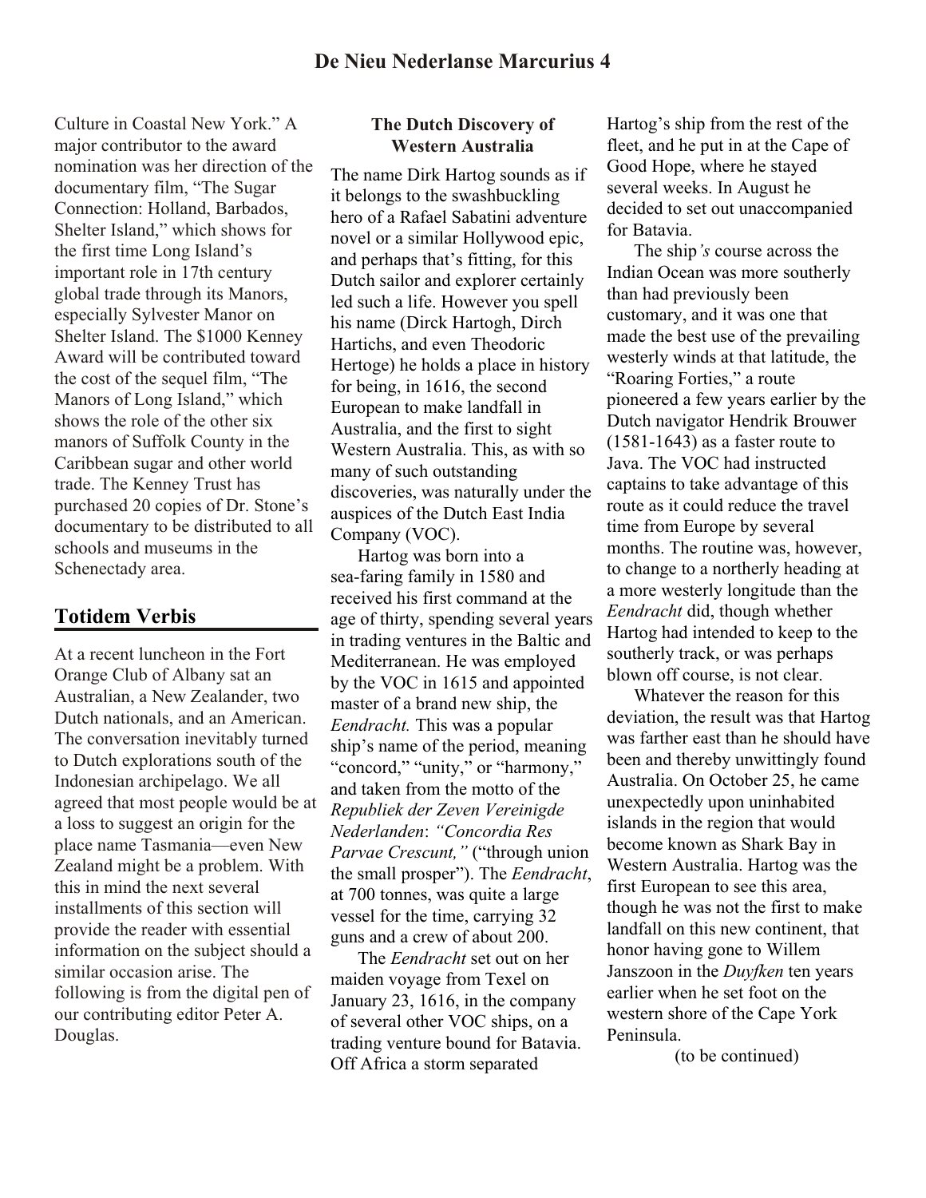Culture in Coastal New York." A major contributor to the award nomination was her direction of the documentary film, "The Sugar Connection: Holland, Barbados, Shelter Island," which shows for the first time Long Island's important role in 17th century global trade through its Manors, especially Sylvester Manor on Shelter Island. The $1000 Kenney Award will be contributed toward the cost of the sequel film, "The Manors of Long Island," which shows the role of the other six manors of Suffolk County in the Caribbean sugar and other world trade. The Kenney Trust has purchased 20 copies of Dr. Stone's documentary to be distributed to all schools and museums in the Schenectady area.

## Totidem Verbis

At a recent luncheon in the Fort Orange Club of Albany sat an Australian, a New Zealander, two Dutch nationals, and an American. The conversation inevitably turned to Dutch explorations south of the Indonesian archipelago. We all agreed that most people would be at a loss to suggest an origin for the place name Tasmania—even New Zealand might be a problem. With this in mind the next several installments of this section will provide the reader with essential information on the subject should a similar occasion arise. The following is from the digital pen of our contributing editor Peter A. Douglas.

### The Dutch Discovery of Western Australia

The name Dirk Hartog sounds as if it belongs to the swashbuckling hero of a Rafael Sabatini adventure novel or a similar Hollywood epic, and perhaps that's fitting, for this Dutch sailor and explorer certainly led such a life. However you spell his name (Dirck Hartogh, Dirch Hartichs, and even Theodoric Hertoge) he holds a place in history for being, in 1616, the second European to make landfall in Australia, and the first to sight Western Australia. This, as with so many of such outstanding discoveries, was naturally under the auspices of the Dutch East India Company (VOC).

Hartog was born into a sea-faring family in 1580 and received his first command at the age of thirty, spending several years in trading ventures in the Baltic and Mediterranean. He was employed by the VOC in 1615 and appointed master of a brand new ship, the *Eendracht.* This was a popular ship's name of the period, meaning "concord," "unity," or "harmony," and taken from the motto of the *Republiek der Zeven Vereinigde Nederlanden*: *"Concordia Res Parvae Crescunt,"* ("through union the small prosper"). The *Eendracht*, at 700 tonnes, was quite a large vessel for the time, carrying 32 guns and a crew of about 200.

The *Eendracht* set out on her maiden voyage from Texel on January 23, 1616, in the company of several other VOC ships, on a trading venture bound for Batavia. Off Africa a storm separated Hartog's ship from the rest of the fleet, and he put in at the Cape of Good Hope, where he stayed several weeks. In August he decided to set out unaccompanied for Batavia.

The ship*'s* course across the Indian Ocean was more southerly than had previously been customary, and it was one that made the best use of the prevailing westerly winds at that latitude, the "Roaring Forties," a route pioneered a few years earlier by the Dutch navigator Hendrik Brouwer (1581-1643) as a faster route to Java. The VOC had instructed captains to take advantage of this route as it could reduce the travel time from Europe by several months. The routine was, however, to change to a northerly heading at a more westerly longitude than the *Eendracht* did, though whether Hartog had intended to keep to the southerly track, or was perhaps blown off course, is not clear.

Whatever the reason for this deviation, the result was that Hartog was farther east than he should have been and thereby unwittingly found Australia. On October 25, he came unexpectedly upon uninhabited islands in the region that would become known as Shark Bay in Western Australia. Hartog was the first European to see this area, though he was not the first to make landfall on this new continent, that honor having gone to Willem Janszoon in the *Duyfken* ten years earlier when he set foot on the western shore of the Cape York Peninsula.

(to be continued)